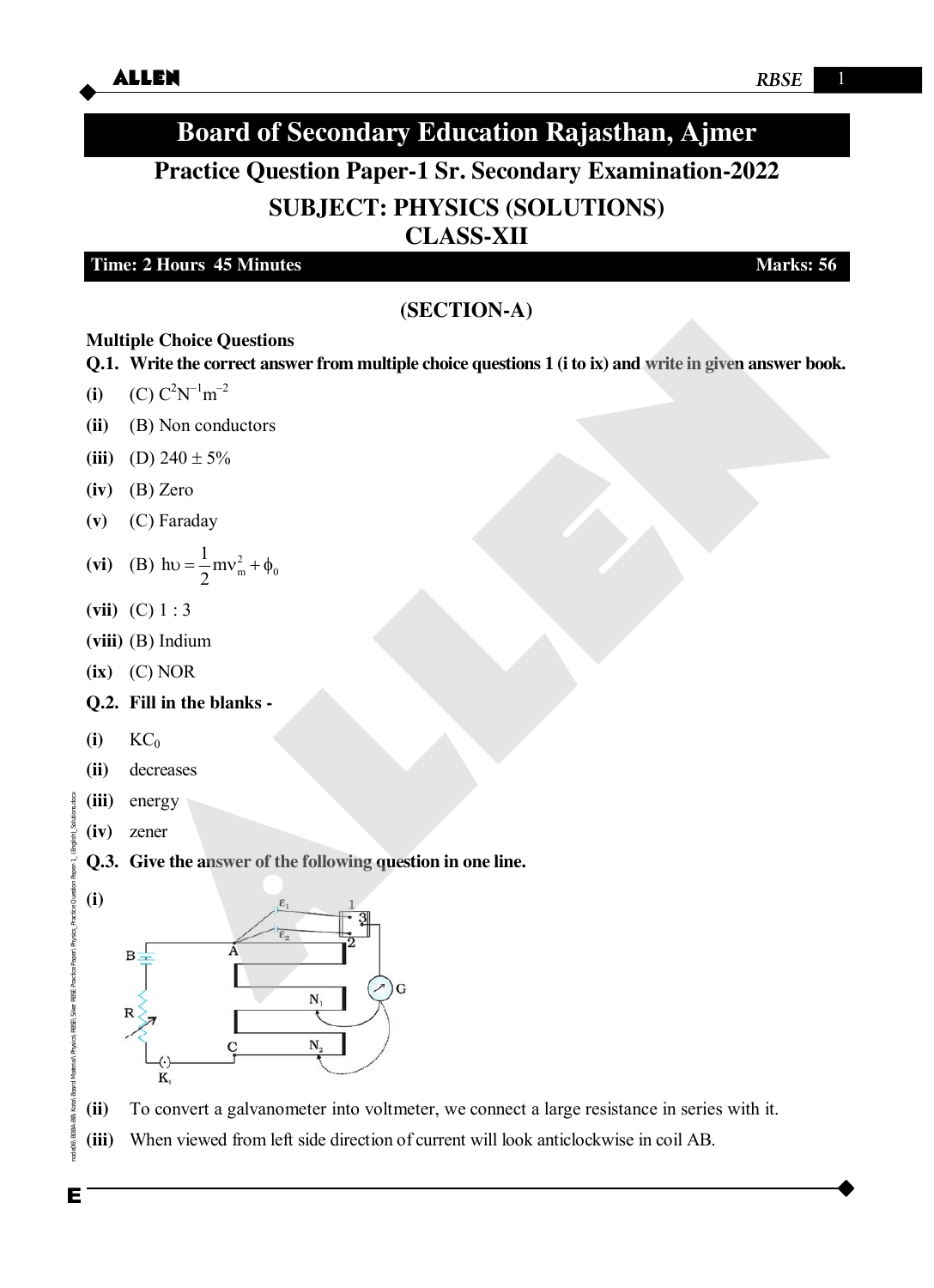# Board of Secondary Education Rajasthan, Ajmer

## Practice Question Paper-1 Sr. Secondary Examination-2022

## SUBJECT: PHYSICS (SOLUTIONS)

## CLASS-XII

**Time: 2 Hours 45 Minutes** **Marks: 56**

### (SECTION-A)

**Multiple Choice Questions**

**Q.1. Write the correct answer from multiple choice questions 1 (i to ix) and write in given answer book.**

**(i)** (C) $C^2N^{-1}m^{-2}$

**(ii)** (B) Non conductors

**(iii)** (D) 240 ± 5%

**(iv)** (B) Zero

**(v)** (C) Faraday

**(vi)** (B) $h\upsilon = \frac{1}{2}mv_m^2 + \phi_0$

**(vii)** (C) 1 : 3

**(viii)** (B) Indium

**(ix)** (C) NOR

**Q.2. Fill in the blanks -**

**(i)** $KC_0$

**(ii)** decreases

**(iii)** energy

**(iv)** zener

**Q.3. Give the answer of the following question in one line.**

**(i)**

**(ii)** To convert a galvanometer into voltmeter, we connect a large resistance in series with it.

**(iii)** When viewed from left side direction of current will look anticlockwise in coil AB.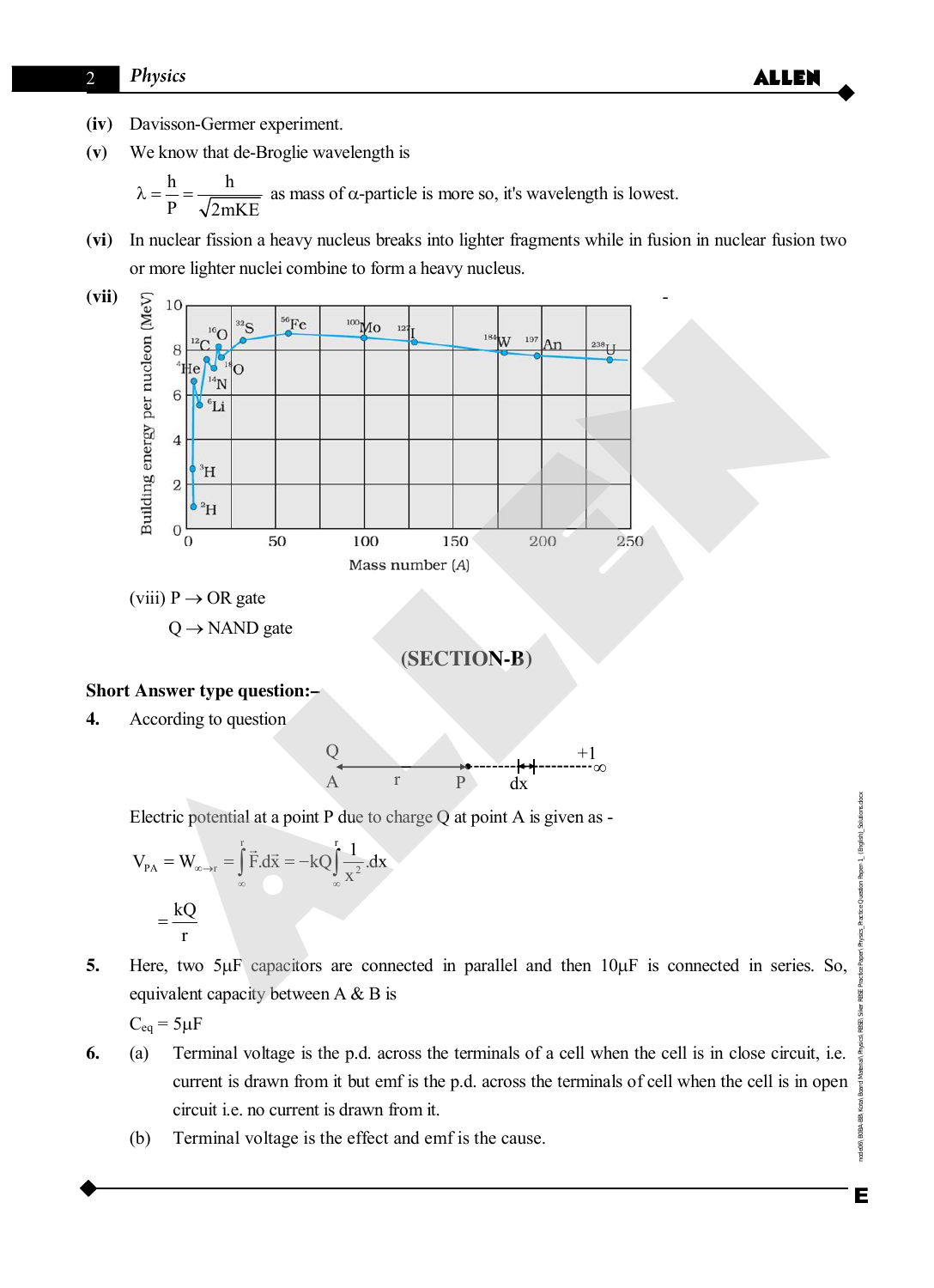**(iv)** Davisson-Germer experiment.

**(v)** We know that de-Broglie wavelength is

$$\lambda = \frac{h}{P} = \frac{h}{\sqrt{2mKE}}$$ as mass of $\alpha$-particle is more so, it's wavelength is lowest.

**(vi)** In nuclear fission a heavy nucleus breaks into lighter fragments while in fusion in nuclear fusion two or more lighter nuclei combine to form a heavy nucleus.

**(vii)**

(viii) P $\rightarrow$ OR gate

Q $\rightarrow$ NAND gate

## (SECTION-B)

**Short Answer type question:–**

**4.** According to question

Electric potential at a point P due to charge Q at point A is given as -

$$V_{PA} = W_{\infty \rightarrow r} = \int_{\infty}^{r} \vec{F}.\vec{dx} = -kQ\int_{\infty}^{r} \frac{1}{x^2}.dx$$

$$= \frac{kQ}{r}$$

**5.** Here, two 5μF capacitors are connected in parallel and then 10μF is connected in series. So, equivalent capacity between A & B is

$C_{eq} = 5\mu F$

**6.** (a) Terminal voltage is the p.d. across the terminals of a cell when the cell is in close circuit, i.e. current is drawn from it but emf is the p.d. across the terminals of cell when the cell is in open circuit i.e. no current is drawn from it.

(b) Terminal voltage is the effect and emf is the cause.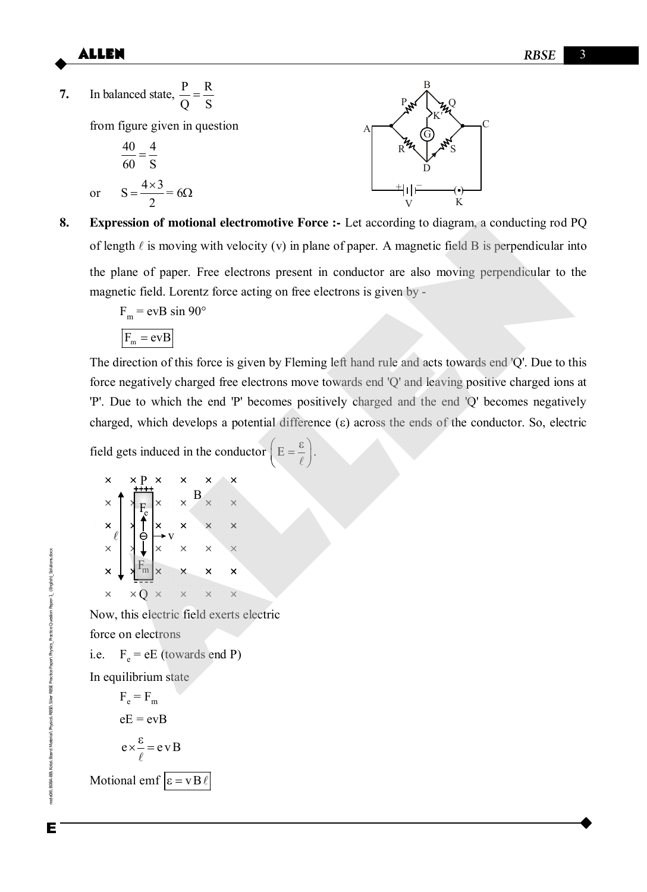**7.** In balanced state, $\frac{P}{Q} = \frac{R}{S}$

from figure given in question

$$\frac{40}{60} = \frac{4}{S}$$

or $S = \frac{4 \times 3}{2} = 6\Omega$

**8.** **Expression of motional electromotive Force :-** Let according to diagram, a conducting rod PQ of length $\ell$ is moving with velocity (v) in plane of paper. A magnetic field B is perpendicular into the plane of paper. Free electrons present in conductor are also moving perpendicular to the magnetic field. Lorentz force acting on free electrons is given by -

$$F_m = evB \sin 90°$$

$$\boxed{F_m = evB}$$

The direction of this force is given by Fleming left hand rule and acts towards end 'Q'. Due to this force negatively charged free electrons move towards end 'Q' and leaving positive charged ions at 'P'. Due to which the end 'P' becomes positively charged and the end 'Q' becomes negatively charged, which develops a potential difference ($\varepsilon$) across the ends of the conductor. So, electric field gets induced in the conductor $\left(E = \frac{\varepsilon}{\ell}\right)$.

Now, this electric field exerts electric force on electrons

i.e. $F_e = eE$ (towards end P)

In equilibrium state

$$F_e = F_m$$

$$eE = evB$$

$$e \times \frac{\varepsilon}{\ell} = evB$$

Motional emf $\boxed{\varepsilon = vB\ell}$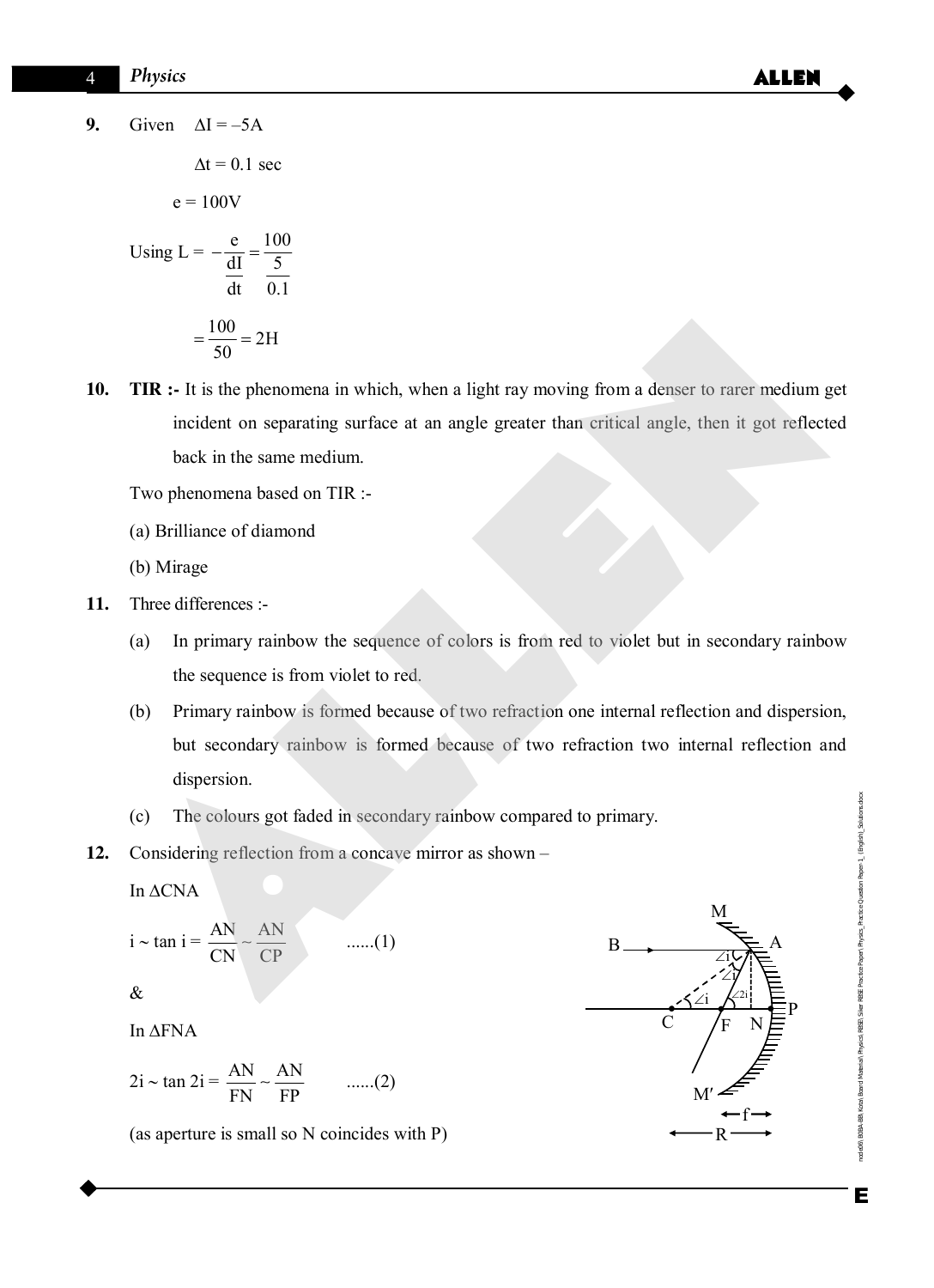**9.** Given $\Delta I = -5A$

$\Delta t = 0.1$ sec

$e = 100V$

Using $L = -\dfrac{e}{\dfrac{dI}{dt}} = \dfrac{100}{\dfrac{5}{0.1}}$

$= \dfrac{100}{50} = 2H$

**10.** **TIR :-** It is the phenomena in which, when a light ray moving from a denser to rarer medium get incident on separating surface at an angle greater than critical angle, then it got reflected back in the same medium.

Two phenomena based on TIR :-

(a) Brilliance of diamond

(b) Mirage

**11.** Three differences :-

(a) In primary rainbow the sequence of colors is from red to violet but in secondary rainbow the sequence is from violet to red.

(b) Primary rainbow is formed because of two refraction one internal reflection and dispersion, but secondary rainbow is formed because of two refraction two internal reflection and dispersion.

(c) The colours got faded in secondary rainbow compared to primary.

**12.** Considering reflection from a concave mirror as shown –

In $\Delta CNA$

$i \sim \tan i = \dfrac{AN}{CN} \sim \dfrac{AN}{CP}$ ......(1)

&

In $\Delta FNA$

$2i \sim \tan 2i = \dfrac{AN}{FN} \sim \dfrac{AN}{FP}$ ......(2)

(as aperture is small so N coincides with P)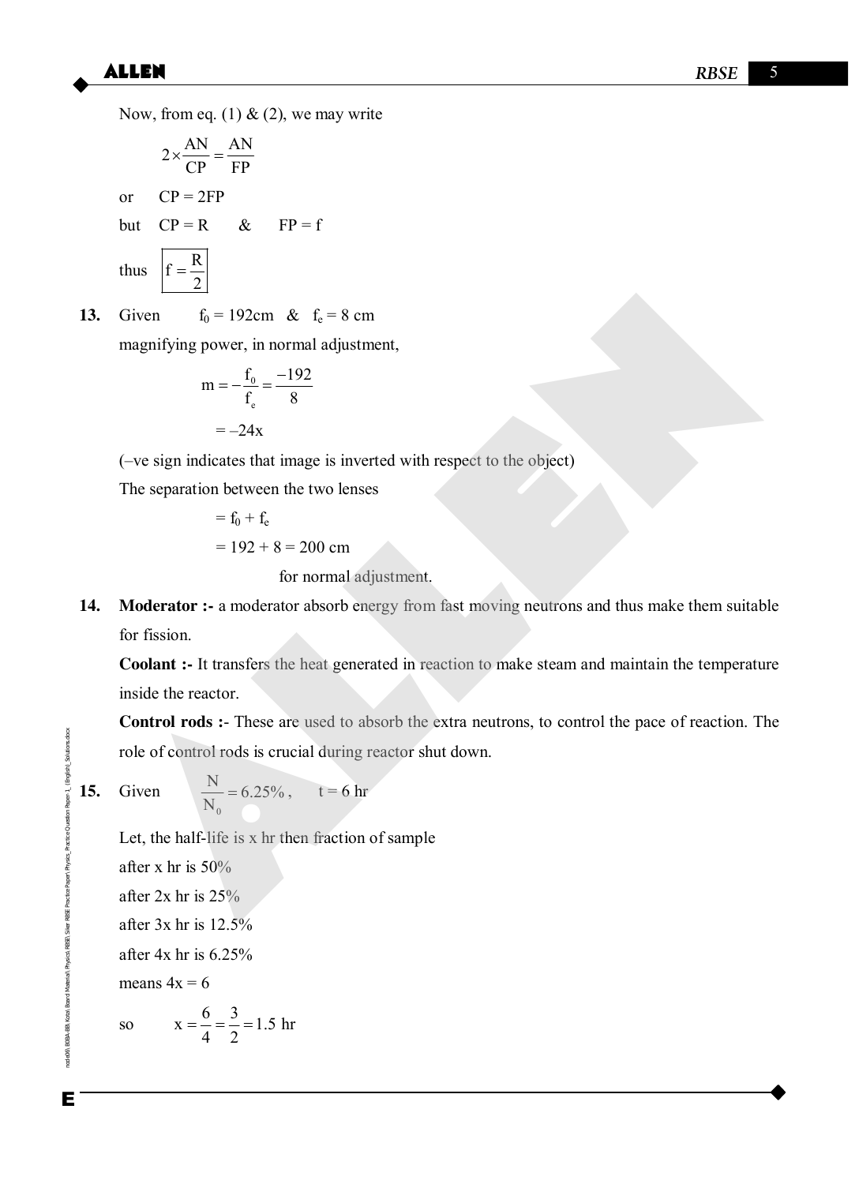Now, from eq. (1) & (2), we may write

$$2 \times \frac{AN}{CP} = \frac{AN}{FP}$$

or $\quad CP = 2FP$

but $\quad CP = R \quad \& \quad FP = f$

thus $\boxed{f = \frac{R}{2}}$

**13.** Given $\quad f_0 = 192cm \quad \& \quad f_e = 8$ cm

magnifying power, in normal adjustment,

$$m = -\frac{f_0}{f_e} = \frac{-192}{8}$$

$$= -24x$$

(–ve sign indicates that image is inverted with respect to the object)

The separation between the two lenses

$$= f_0 + f_e$$

$$= 192 + 8 = 200 \text{ cm}$$

for normal adjustment.

**14.** **Moderator :-** a moderator absorb energy from fast moving neutrons and thus make them suitable for fission.

**Coolant :-** It transfers the heat generated in reaction to make steam and maintain the temperature inside the reactor.

**Control rods :**- These are used to absorb the extra neutrons, to control the pace of reaction. The role of control rods is crucial during reactor shut down.

**15.** Given $\quad \frac{N}{N_0} = 6.25\%, \quad t = 6$ hr

Let, the half-life is x hr then fraction of sample

after x hr is 50%

after 2x hr is 25%

after 3x hr is 12.5%

after 4x hr is 6.25%

means 4x = 6

so $\quad x = \frac{6}{4} = \frac{3}{2} = 1.5$ hr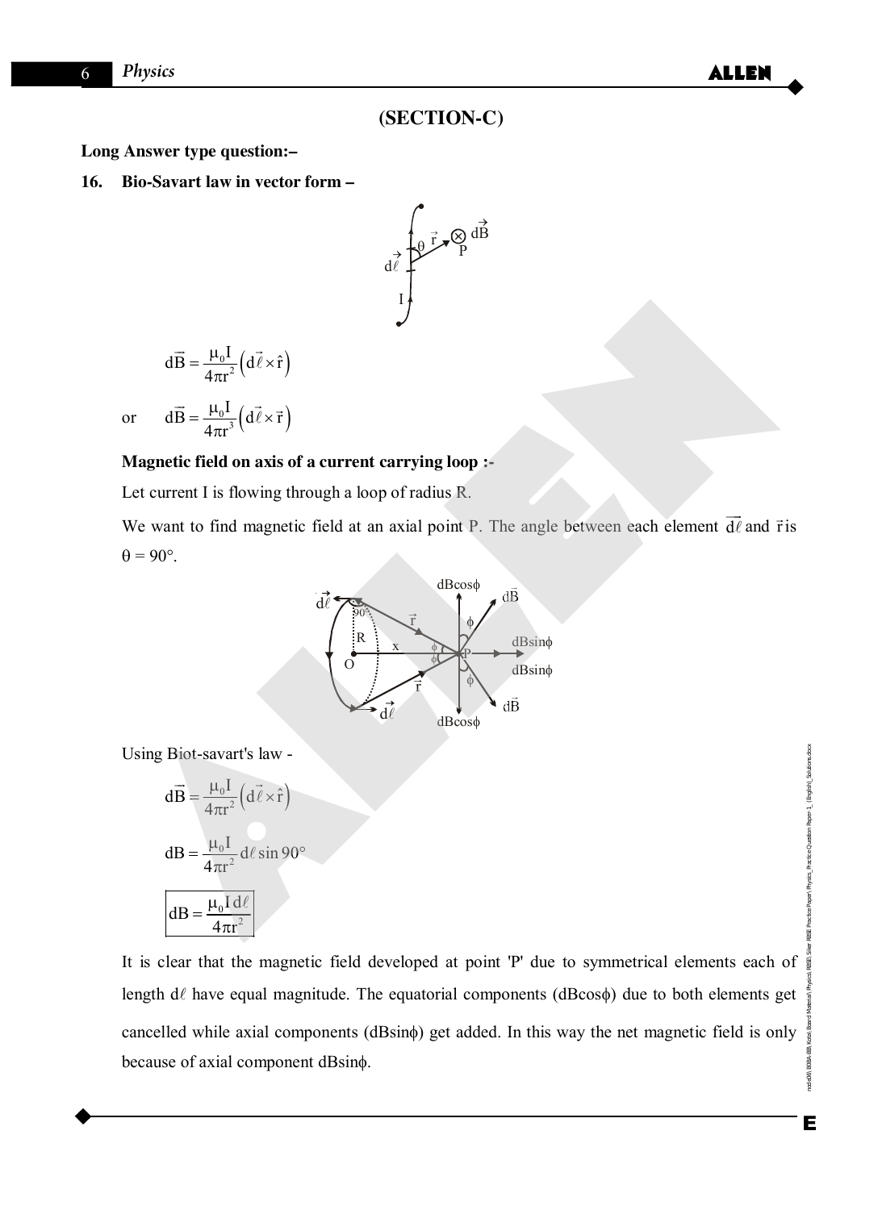## (SECTION-C)

**Long Answer type question:–**

**16. Bio-Savart law in vector form –**

$$d\vec{B} = \frac{\mu_0 I}{4\pi r^2}\left(d\vec{\ell} \times \hat{r}\right)$$

or $$d\vec{B} = \frac{\mu_0 I}{4\pi r^3}\left(d\vec{\ell} \times \vec{r}\right)$$

**Magnetic field on axis of a current carrying loop :-**

Let current I is flowing through a loop of radius R.

We want to find magnetic field at an axial point P. The angle between each element $\vec{d\ell}$ and $\vec{r}$ is $\theta = 90°$.

Using Biot-savart's law -

$$d\vec{B} = \frac{\mu_0 I}{4\pi r^2}\left(d\vec{\ell} \times \hat{r}\right)$$

$$dB = \frac{\mu_0 I}{4\pi r^2} d\ell \sin 90°$$

$$\boxed{dB = \frac{\mu_0 I \, d\ell}{4\pi r^2}}$$

It is clear that the magnetic field developed at point 'P' due to symmetrical elements each of length $d\ell$ have equal magnitude. The equatorial components ($dB\cos\phi$) due to both elements get cancelled while axial components ($dB\sin\phi$) get added. In this way the net magnetic field is only because of axial component $dB\sin\phi$.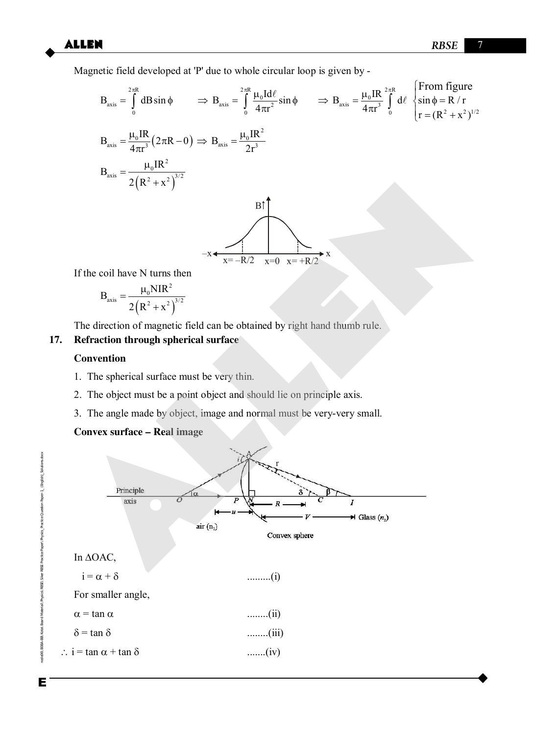Magnetic field developed at 'P' due to whole circular loop is given by -

$$B_{axis} = \int_0^{2\pi R} dB \sin\phi \quad \Rightarrow B_{axis} = \int_0^{2\pi R} \frac{\mu_0 I d\ell}{4\pi r^2}\sin\phi \quad \Rightarrow B_{axis} = \frac{\mu_0 IR}{4\pi r^3}\int_0^{2\pi R} d\ell \quad \begin{cases} \text{From figure} \\ \sin\phi = R/r \\ r = (R^2 + x^2)^{1/2} \end{cases}$$

$$B_{axis} = \frac{\mu_0 IR}{4\pi r^3}(2\pi R - 0) \Rightarrow B_{axis} = \frac{\mu_0 IR^2}{2r^3}$$

$$B_{axis} = \frac{\mu_0 IR^2}{2\left(R^2 + x^2\right)^{3/2}}$$

If the coil have N turns then

$$B_{axis} = \frac{\mu_0 NIR^2}{2\left(R^2 + x^2\right)^{3/2}}$$

The direction of magnetic field can be obtained by right hand thumb rule.

**17. Refraction through spherical surface**

**Convention**

1. The spherical surface must be very thin.
2. The object must be a point object and should lie on principle axis.
3. The angle made by object, image and normal must be very-very small.

**Convex surface – Real image**

In $\Delta OAC$,

$i = \alpha + \delta$ .........(i)

For smaller angle,

$\alpha = \tan\alpha$ ........(ii)

$\delta = \tan\delta$ ........(iii)

$\therefore\ i = \tan\alpha + \tan\delta$ .......(iv)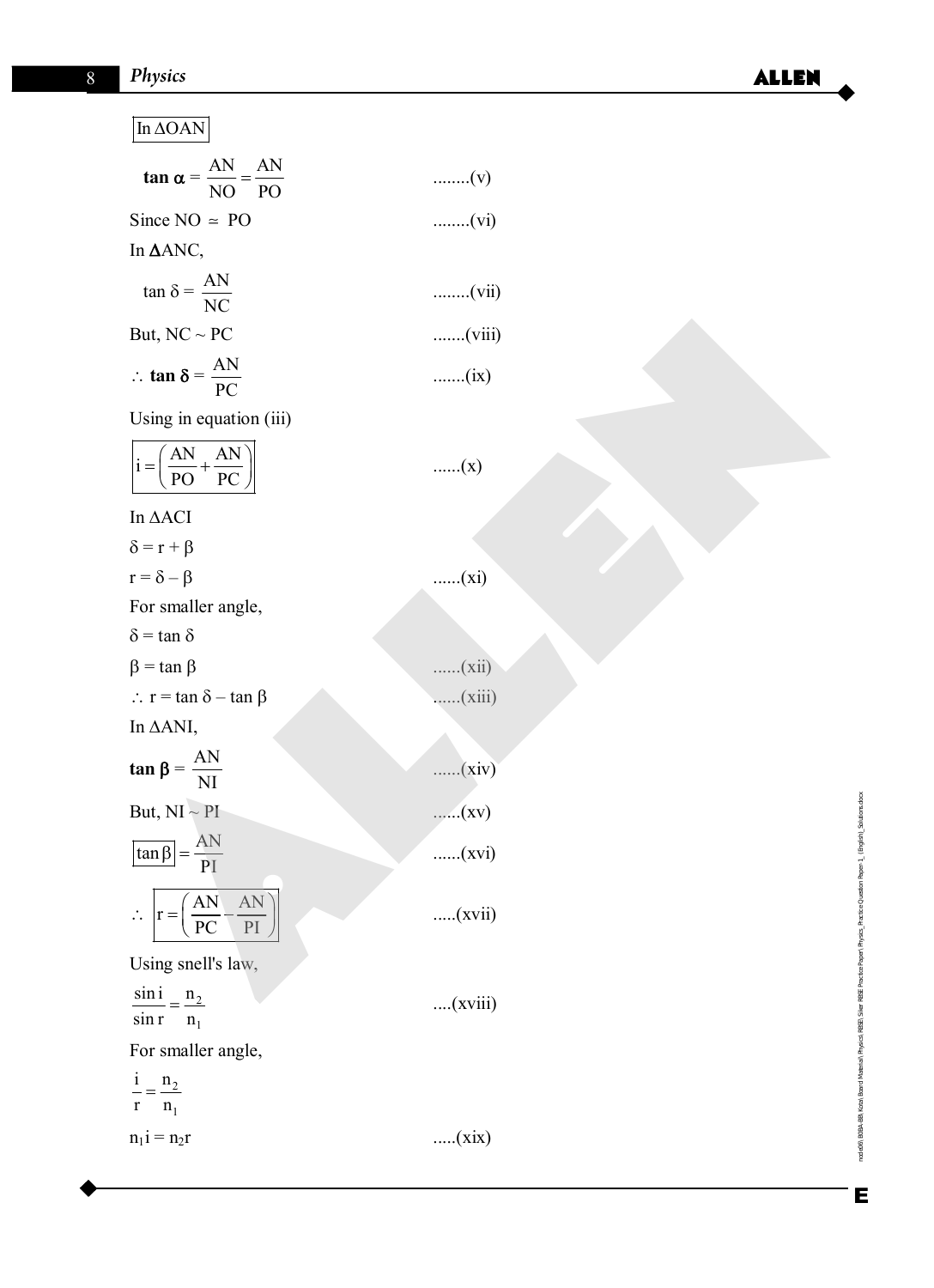In $\Delta$OAN

$$\tan \alpha = \frac{AN}{NO} = \frac{AN}{PO} \quad ........(v)$$

Since NO $\simeq$ PO ........(vi)

In $\Delta$ANC,

$$\tan \delta = \frac{AN}{NC} \quad ........(vii)$$

But, NC ~ PC .......(viii)

$$\therefore \tan \delta = \frac{AN}{PC} \quad .......(ix)$$

Using in equation (iii)

$$i = \left(\frac{AN}{PO} + \frac{AN}{PC}\right) \quad ......(x)$$

In $\Delta$ACI

$\delta = r + \beta$

$r = \delta - \beta$ ......(xi)

For smaller angle,

$\delta = \tan \delta$

$\beta = \tan \beta$ ......(xii)

$\therefore r = \tan \delta - \tan \beta$ ......(xiii)

In $\Delta$ANI,

$$\tan \beta = \frac{AN}{NI} \quad ......(xiv)$$

But, NI ~ PI ......(xv)

$$\tan\beta = \frac{AN}{PI} \quad ......(xvi)$$

$$\therefore \; r = \left(\frac{AN}{PC} - \frac{AN}{PI}\right) \quad .....(xvii)$$

Using snell's law,

$$\frac{\sin i}{\sin r} = \frac{n_2}{n_1} \quad ....(xviii)$$

For smaller angle,

$$\frac{i}{r} = \frac{n_2}{n_1}$$

$n_1 i = n_2 r$ .....(xix)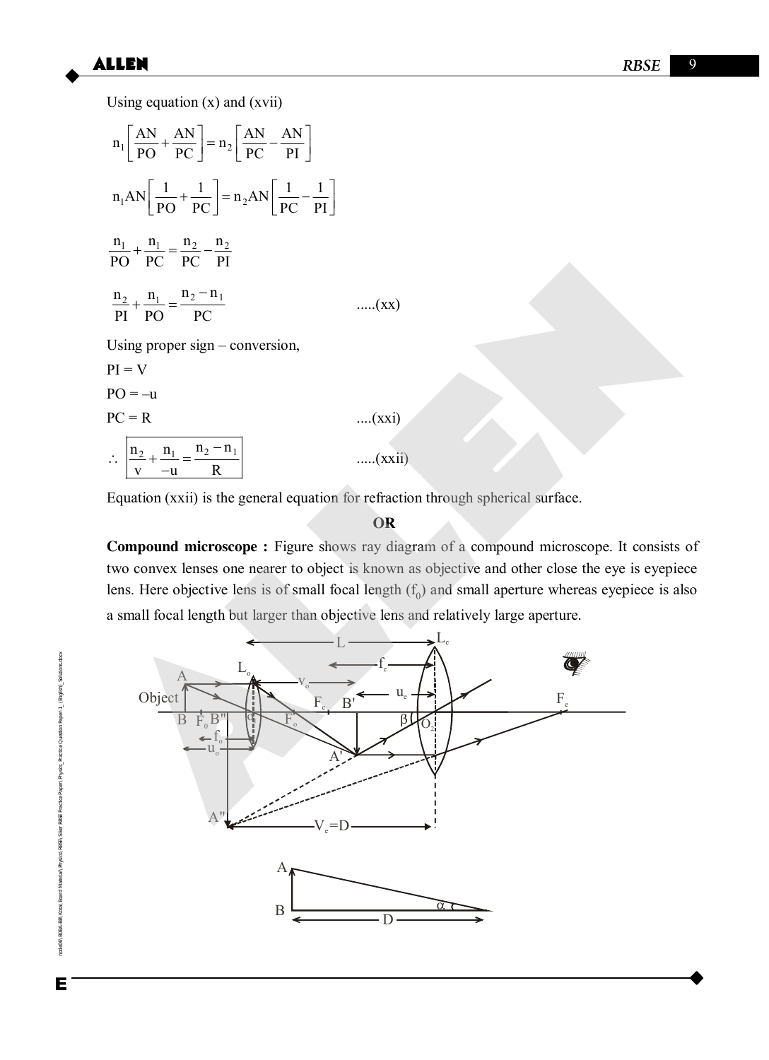Using equation (x) and (xvii)

$$n_1\left[\frac{AN}{PO}+\frac{AN}{PC}\right]=n_2\left[\frac{AN}{PC}-\frac{AN}{PI}\right]$$

$$n_1 AN\left[\frac{1}{PO}+\frac{1}{PC}\right]=n_2 AN\left[\frac{1}{PC}-\frac{1}{PI}\right]$$

$$\frac{n_1}{PO}+\frac{n_1}{PC}=\frac{n_2}{PC}-\frac{n_2}{PI}$$

$$\frac{n_2}{PI}+\frac{n_1}{PO}=\frac{n_2-n_1}{PC} \qquad .....(xx)$$

Using proper sign – conversion,

$PI = V$

$PO = -u$

$PC = R \qquad ....(xxi)$

$$\therefore \boxed{\frac{n_2}{v}+\frac{n_1}{-u}=\frac{n_2-n_1}{R}} \qquad .....(xxii)$$

Equation (xxii) is the general equation for refraction through spherical surface.

**OR**

**Compound microscope :** Figure shows ray diagram of a compound microscope. It consists of two convex lenses one nearer to object is known as objective and other close the eye is eyepiece lens. Here objective lens is of small focal length ($f_0$) and small aperture whereas eyepiece is also a small focal length but larger than objective lens and relatively large aperture.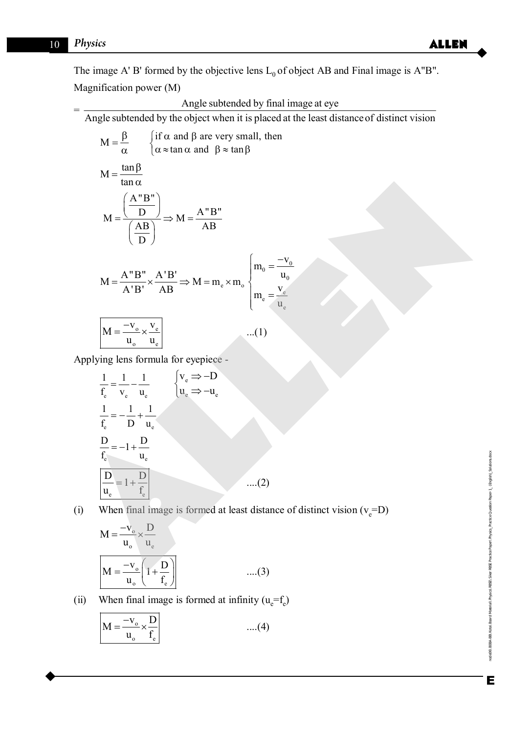The image A' B' formed by the objective lens $L_0$ of object AB and Final image is A"B".

Magnification power (M)

$$= \frac{\text{Angle subtended by final image at eye}}{\text{Angle subtended by the object when it is placed at the least distance of distinct vision}}$$

$$M = \frac{\beta}{\alpha} \qquad \begin{cases} \text{if } \alpha \text{ and } \beta \text{ are very small, then} \\ \alpha \approx \tan\alpha \text{ and } \beta \approx \tan\beta \end{cases}$$

$$M = \frac{\tan\beta}{\tan\alpha}$$

$$M = \frac{\left(\frac{A"B"}{D}\right)}{\left(\frac{AB}{D}\right)} \Rightarrow M = \frac{A"B"}{AB}$$

$$M = \frac{A"B"}{A'B'} \times \frac{A'B'}{AB} \Rightarrow M = m_e \times m_o \begin{cases} m_0 = \frac{-v_0}{u_0} \\ m_e = \frac{v_e}{u_e} \end{cases}$$

$$\boxed{M = \frac{-v_o}{u_o} \times \frac{v_e}{u_e}} \qquad ...(1)$$

Applying lens formula for eyepiece -

$$\frac{1}{f_e} = \frac{1}{v_e} - \frac{1}{u_e} \qquad \begin{cases} v_e \Rightarrow -D \\ u_e \Rightarrow -u_e \end{cases}$$

$$\frac{1}{f_e} = -\frac{1}{D} + \frac{1}{u_e}$$

$$\frac{D}{f_e} = -1 + \frac{D}{u_e}$$

$$\boxed{\frac{D}{u_e} = 1 + \frac{D}{f_e}} \qquad ....(2)$$

(i) When final image is formed at least distance of distinct vision ($v_e$=D)

$$M = \frac{-v_o}{u_o} \times \frac{D}{u_e}$$

$$\boxed{M = \frac{-v_o}{u_o}\left(1 + \frac{D}{f_e}\right)} \qquad ....(3)$$

(ii) When final image is formed at infinity ($u_e$=$f_e$)

$$\boxed{M = \frac{-v_o}{u_o} \times \frac{D}{f_e}} \qquad ....(4)$$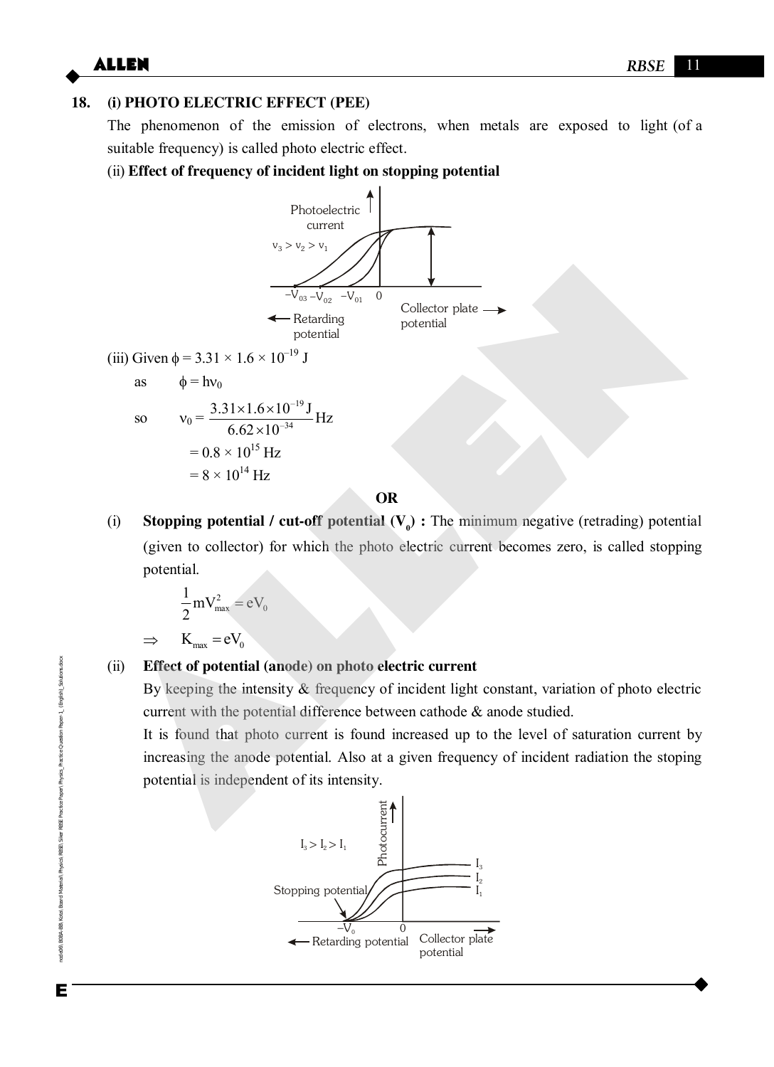**18. (i) PHOTO ELECTRIC EFFECT (PEE)**

The phenomenon of the emission of electrons, when metals are exposed to light (of a suitable frequency) is called photo electric effect.

(ii) **Effect of frequency of incident light on stopping potential**

Photoelectric current

$\nu_3 > \nu_2 > \nu_1$

$-V_{03}$ $-V_{02}$ $-V_{01}$ 0

← Retarding potential    Collector plate potential →

(iii) Given $\phi = 3.31 \times 1.6 \times 10^{-19}$ J

as $\quad \phi = h\nu_0$

so $\quad \nu_0 = \dfrac{3.31 \times 1.6 \times 10^{-19}\text{ J}}{6.62 \times 10^{-34}}$ Hz

$= 0.8 \times 10^{15}$ Hz

$= 8 \times 10^{14}$ Hz

**OR**

(i) **Stopping potential / cut-off potential ($V_0$) :** The minimum negative (retrading) potential (given to collector) for which the photo electric current becomes zero, is called stopping potential.

$$\frac{1}{2}mV_{max}^2 = eV_0$$

$$\Rightarrow \quad K_{max} = eV_0$$

(ii) **Effect of potential (anode) on photo electric current**

By keeping the intensity & frequency of incident light constant, variation of photo electric current with the potential difference between cathode & anode studied.

It is found that photo current is found increased up to the level of saturation current by increasing the anode potential. Also at a given frequency of incident radiation the stoping potential is independent of its intensity.

Photocurrent

$I_3 > I_2 > I_1$

$I_3$, $I_2$, $I_1$

Stopping potential

$-V_0$ 0

← Retarding potential    Collector plate potential →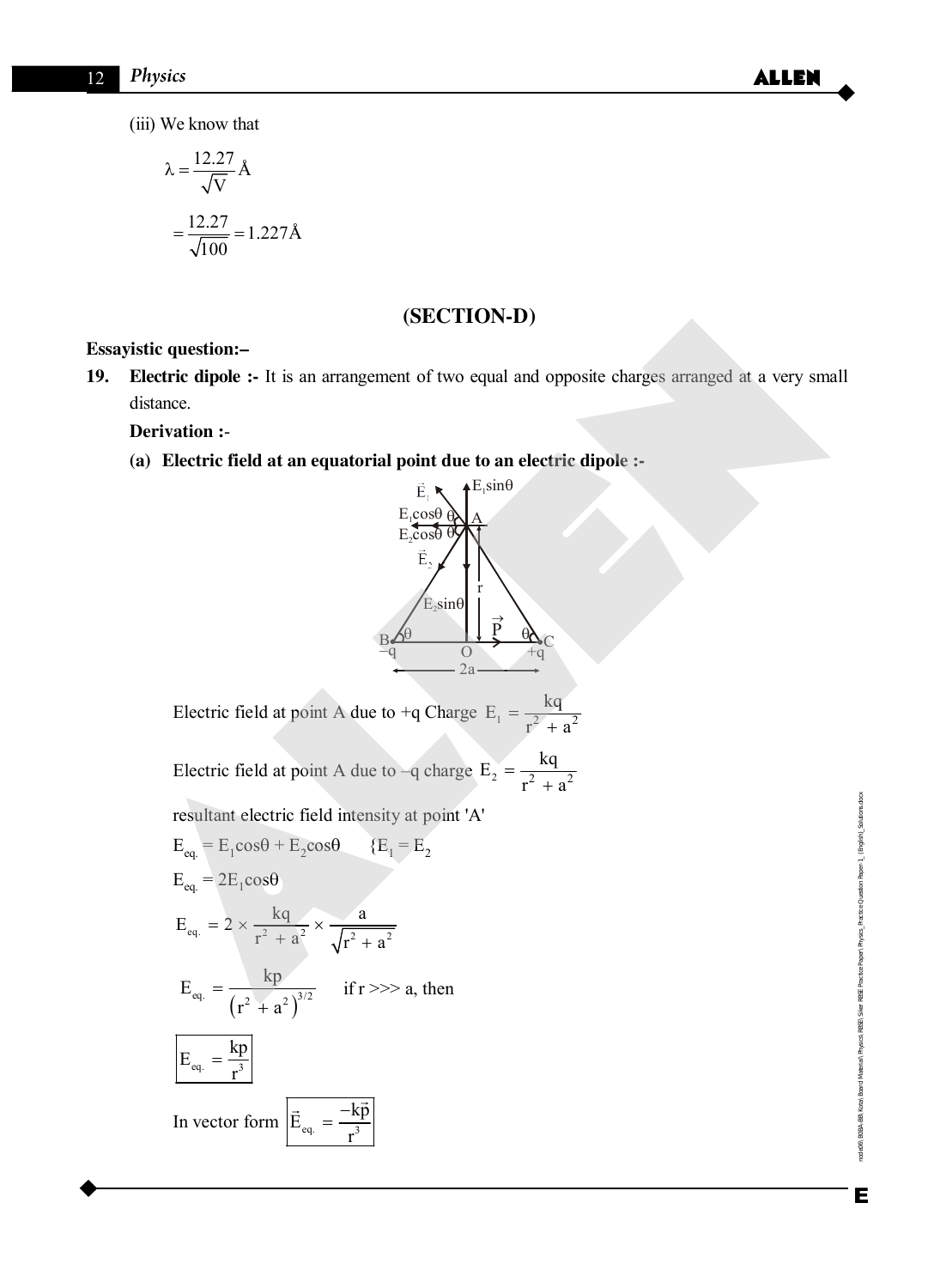(iii) We know that

$$\lambda = \frac{12.27}{\sqrt{V}} \text{Å}$$

$$= \frac{12.27}{\sqrt{100}} = 1.227\text{Å}$$

## (SECTION-D)

**Essayistic question:–**

**19. Electric dipole :-** It is an arrangement of two equal and opposite charges arranged at a very small distance.

**Derivation :-**

**(a) Electric field at an equatorial point due to an electric dipole :-**

Electric field at point A due to +q Charge $E_1 = \frac{kq}{r^2 + a^2}$

Electric field at point A due to –q charge $E_2 = \frac{kq}{r^2 + a^2}$

resultant electric field intensity at point 'A'

$E_{eq.} = E_1\cos\theta + E_2\cos\theta \qquad \{E_1 = E_2$

$E_{eq.} = 2E_1\cos\theta$

$$E_{eq.} = 2 \times \frac{kq}{r^2 + a^2} \times \frac{a}{\sqrt{r^2 + a^2}}$$

$$E_{eq.} = \frac{kp}{\left(r^2 + a^2\right)^{3/2}} \qquad \text{if } r >>> a, \text{ then}$$

$$\boxed{E_{eq.} = \frac{kp}{r^3}}$$

In vector form $\boxed{\vec{E}_{eq.} = \frac{-k\vec{p}}{r^3}}$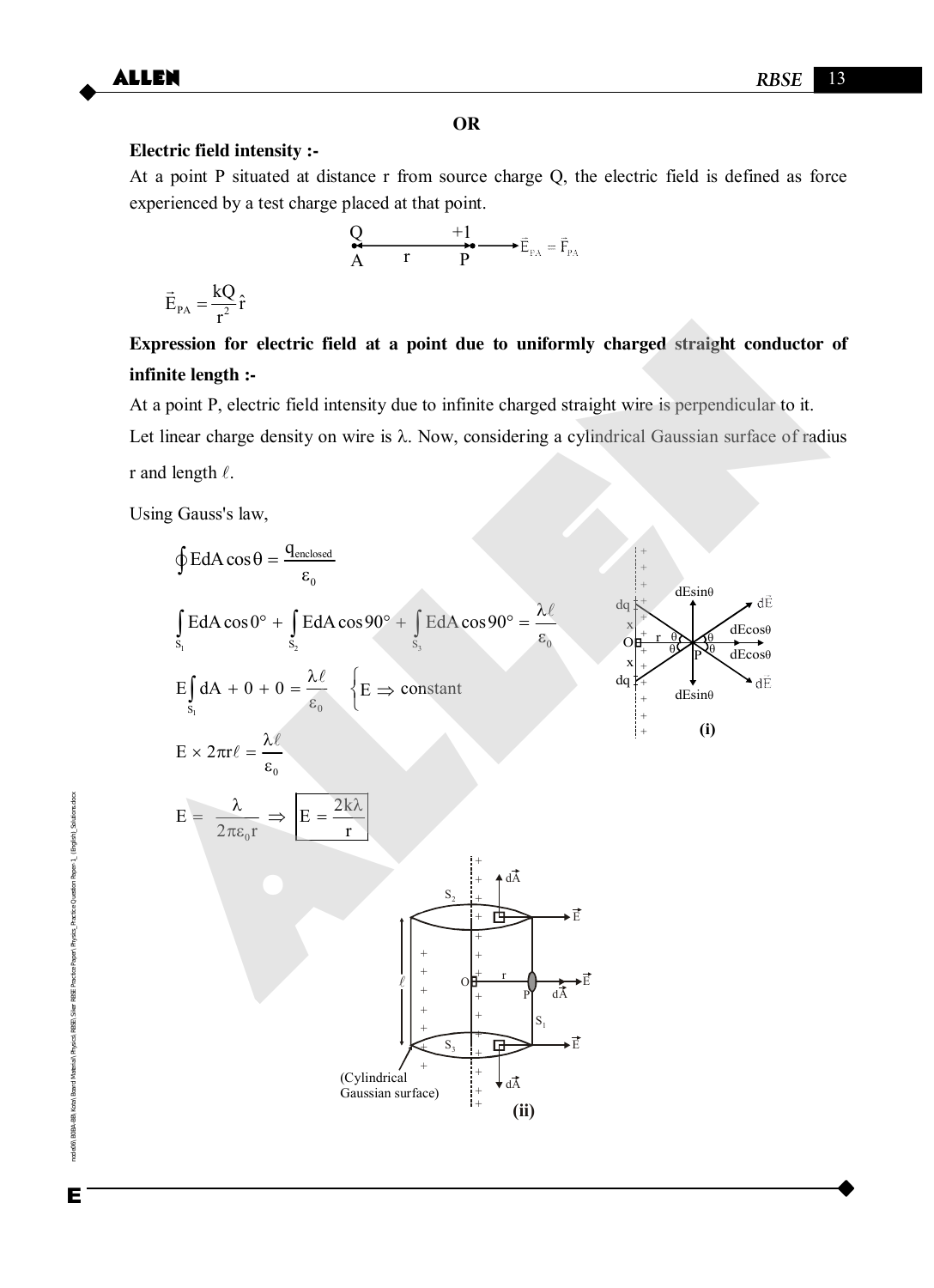**OR**

**Electric field intensity :-**

At a point P situated at distance r from source charge Q, the electric field is defined as force experienced by a test charge placed at that point.

$$\vec{E}_{PA} = \vec{F}_{PA}$$

$$\vec{E}_{PA} = \frac{kQ}{r^2}\hat{r}$$

**Expression for electric field at a point due to uniformly charged straight conductor of infinite length :-**

At a point P, electric field intensity due to infinite charged straight wire is perpendicular to it.

Let linear charge density on wire is $\lambda$. Now, considering a cylindrical Gaussian surface of radius r and length $\ell$.

Using Gauss's law,

$$\oint E dA \cos\theta = \frac{q_{enclosed}}{\varepsilon_0}$$

$$\int_{S_1} E dA \cos 0° + \int_{S_2} E dA \cos 90° + \int_{S_3} E dA \cos 90° = \frac{\lambda \ell}{\varepsilon_0}$$

$$E\int_{S_1} dA + 0 + 0 = \frac{\lambda \ell}{\varepsilon_0} \quad \{E \Rightarrow \text{constant}$$

$$E \times 2\pi r \ell = \frac{\lambda \ell}{\varepsilon_0}$$

$$E = \frac{\lambda}{2\pi\varepsilon_0 r} \Rightarrow \boxed{E = \frac{2k\lambda}{r}}$$

(i)

(Cylindrical Gaussian surface)

(ii)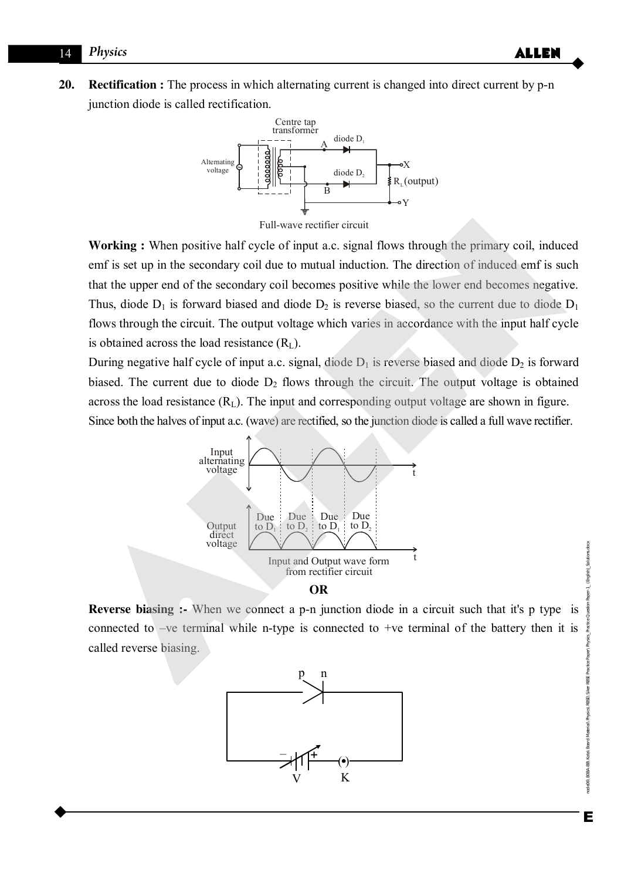**20.** **Rectification :** The process in which alternating current is changed into direct current by p-n junction diode is called rectification.

Full-wave rectifier circuit

**Working :** When positive half cycle of input a.c. signal flows through the primary coil, induced emf is set up in the secondary coil due to mutual induction. The direction of induced emf is such that the upper end of the secondary coil becomes positive while the lower end becomes negative. Thus, diode $D_1$ is forward biased and diode $D_2$ is reverse biased, so the current due to diode $D_1$ flows through the circuit. The output voltage which varies in accordance with the input half cycle is obtained across the load resistance ($R_L$).

During negative half cycle of input a.c. signal, diode $D_1$ is reverse biased and diode $D_2$ is forward biased. The current due to diode $D_2$ flows through the circuit. The output voltage is obtained across the load resistance ($R_L$). The input and corresponding output voltage are shown in figure.

Since both the halves of input a.c. (wave) are rectified, so the junction diode is called a full wave rectifier.

Input and Output wave form from rectifier circuit

**OR**

**Reverse biasing :-** When we connect a p-n junction diode in a circuit such that it's p type is connected to –ve terminal while n-type is connected to +ve terminal of the battery then it is called reverse biasing.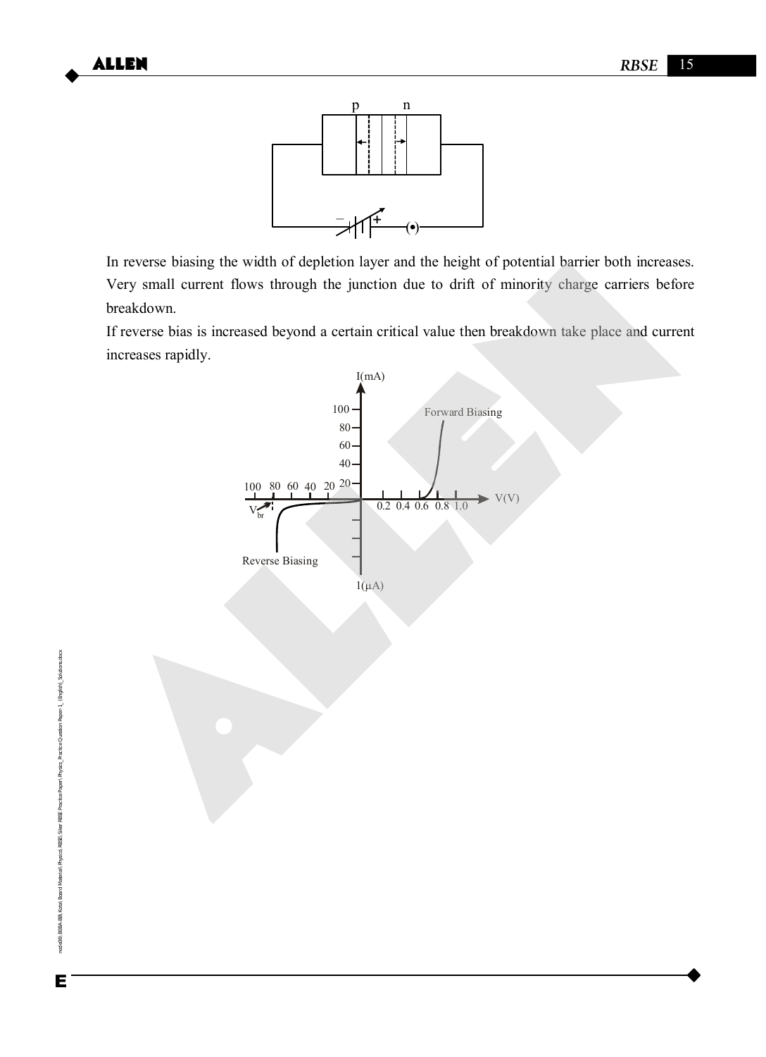In reverse biasing the width of depletion layer and the height of potential barrier both increases. Very small current flows through the junction due to drift of minority charge carriers before breakdown.

If reverse bias is increased beyond a certain critical value then breakdown take place and current increases rapidly.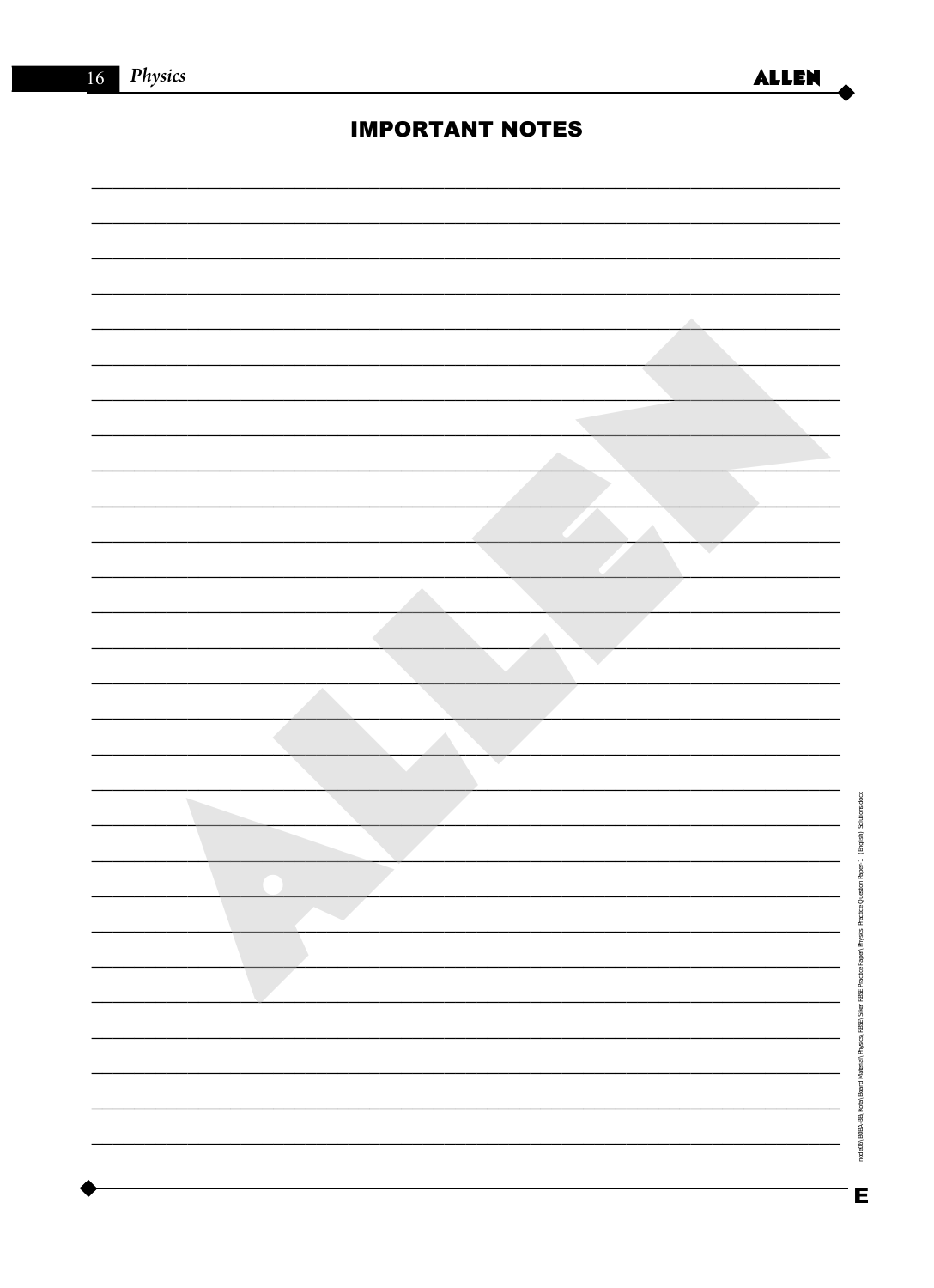# IMPORTANT NOTES